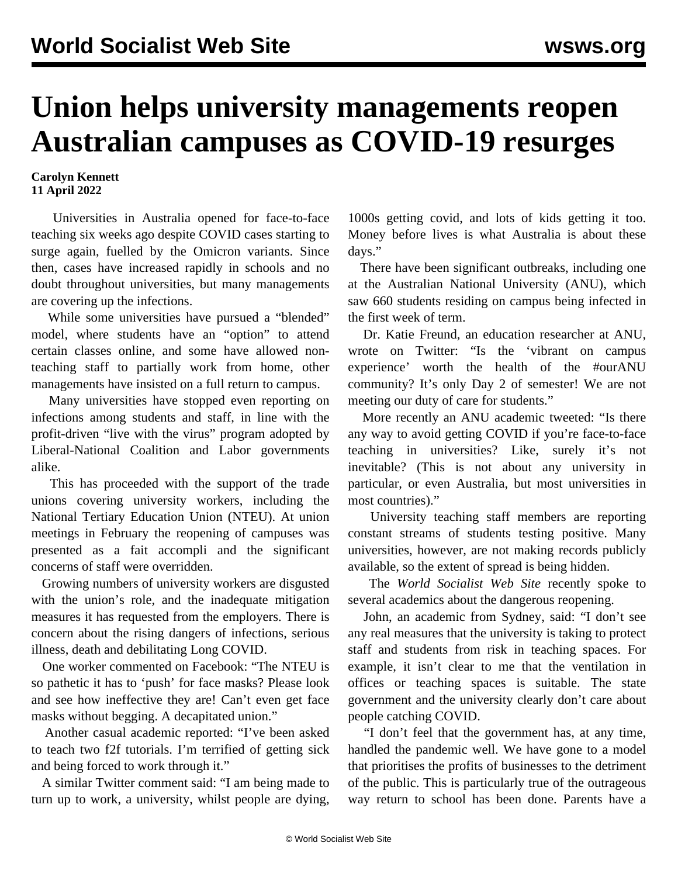# Union helps university managements reopen Australian campuses as COVID-19 resurges

**Carolyn Kennett**
**11 April 2022**

Universities in Australia opened for face-to-face teaching six weeks ago despite COVID cases starting to surge again, fuelled by the Omicron variants. Since then, cases have increased rapidly in schools and no doubt throughout universities, but many managements are covering up the infections.

While some universities have pursued a "blended" model, where students have an "option" to attend certain classes online, and some have allowed non-teaching staff to partially work from home, other managements have insisted on a full return to campus.

Many universities have stopped even reporting on infections among students and staff, in line with the profit-driven "live with the virus" program adopted by Liberal-National Coalition and Labor governments alike.

This has proceeded with the support of the trade unions covering university workers, including the National Tertiary Education Union (NTEU). At union meetings in February the reopening of campuses was presented as a fait accompli and the significant concerns of staff were overridden.

Growing numbers of university workers are disgusted with the union's role, and the inadequate mitigation measures it has requested from the employers. There is concern about the rising dangers of infections, serious illness, death and debilitating Long COVID.

One worker commented on Facebook: "The NTEU is so pathetic it has to 'push' for face masks? Please look and see how ineffective they are! Can't even get face masks without begging. A decapitated union."

Another casual academic reported: "I've been asked to teach two f2f tutorials. I'm terrified of getting sick and being forced to work through it."

A similar Twitter comment said: "I am being made to turn up to work, a university, whilst people are dying, 1000s getting covid, and lots of kids getting it too. Money before lives is what Australia is about these days."

There have been significant outbreaks, including one at the Australian National University (ANU), which saw 660 students residing on campus being infected in the first week of term.

Dr. Katie Freund, an education researcher at ANU, wrote on Twitter: "Is the 'vibrant on campus experience' worth the health of the #ourANU community? It's only Day 2 of semester! We are not meeting our duty of care for students."

More recently an ANU academic tweeted: "Is there any way to avoid getting COVID if you're face-to-face teaching in universities? Like, surely it's not inevitable? (This is not about any university in particular, or even Australia, but most universities in most countries)."

University teaching staff members are reporting constant streams of students testing positive. Many universities, however, are not making records publicly available, so the extent of spread is being hidden.

The *World Socialist Web Site* recently spoke to several academics about the dangerous reopening.

John, an academic from Sydney, said: "I don't see any real measures that the university is taking to protect staff and students from risk in teaching spaces. For example, it isn't clear to me that the ventilation in offices or teaching spaces is suitable. The state government and the university clearly don't care about people catching COVID.

"I don't feel that the government has, at any time, handled the pandemic well. We have gone to a model that prioritises the profits of businesses to the detriment of the public. This is particularly true of the outrageous way return to school has been done. Parents have a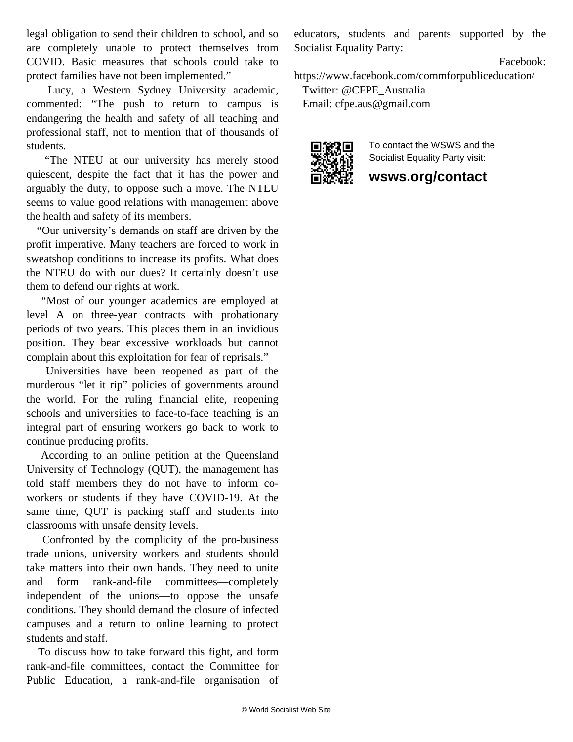legal obligation to send their children to school, and so are completely unable to protect themselves from COVID. Basic measures that schools could take to protect families have not been implemented."

Lucy, a Western Sydney University academic, commented: "The push to return to campus is endangering the health and safety of all teaching and professional staff, not to mention that of thousands of students.

"The NTEU at our university has merely stood quiescent, despite the fact that it has the power and arguably the duty, to oppose such a move. The NTEU seems to value good relations with management above the health and safety of its members.

"Our university's demands on staff are driven by the profit imperative. Many teachers are forced to work in sweatshop conditions to increase its profits. What does the NTEU do with our dues? It certainly doesn't use them to defend our rights at work.

"Most of our younger academics are employed at level A on three-year contracts with probationary periods of two years. This places them in an invidious position. They bear excessive workloads but cannot complain about this exploitation for fear of reprisals."

Universities have been reopened as part of the murderous "let it rip" policies of governments around the world. For the ruling financial elite, reopening schools and universities to face-to-face teaching is an integral part of ensuring workers go back to work to continue producing profits.

According to an online petition at the Queensland University of Technology (QUT), the management has told staff members they do not have to inform co-workers or students if they have COVID-19. At the same time, QUT is packing staff and students into classrooms with unsafe density levels.

Confronted by the complicity of the pro-business trade unions, university workers and students should take matters into their own hands. They need to unite and form rank-and-file committees—completely independent of the unions—to oppose the unsafe conditions. They should demand the closure of infected campuses and a return to online learning to protect students and staff.

To discuss how to take forward this fight, and form rank-and-file committees, contact the Committee for Public Education, a rank-and-file organisation of educators, students and parents supported by the Socialist Equality Party:

Facebook: https://www.facebook.com/commforpubliceducation/

Twitter: @CFPE_Australia

Email: cfpe.aus@gmail.com

To contact the WSWS and the Socialist Equality Party visit:

**wsws.org/contact**